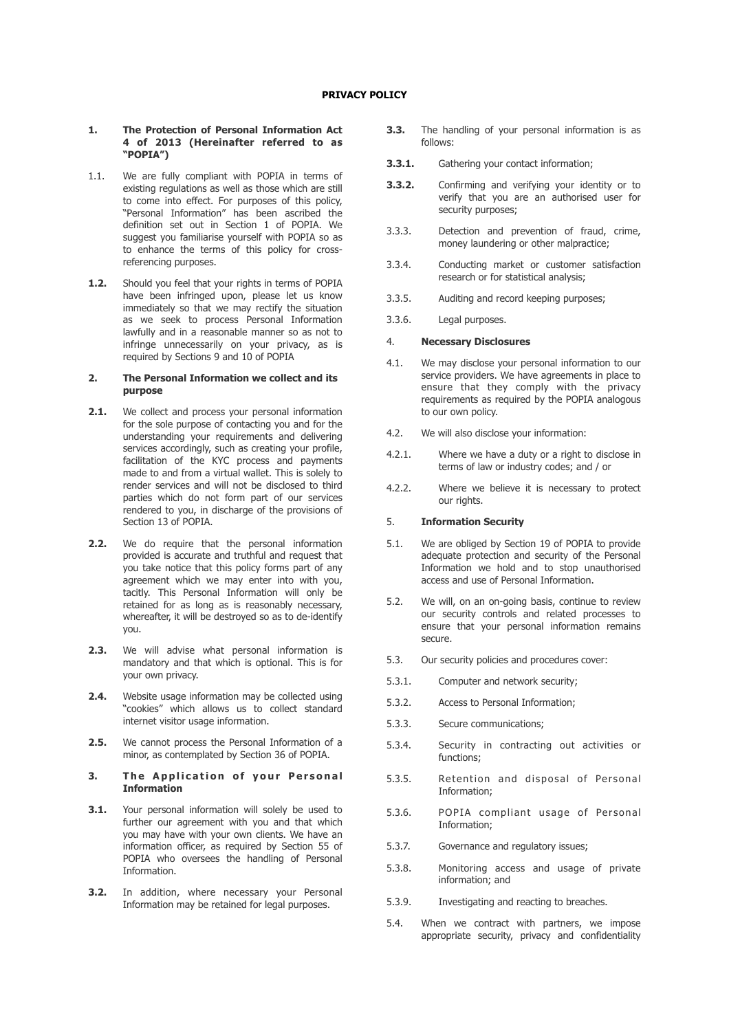**PRIVACY POLICY**

**1. The Protection of Personal Information Act 4 of 2013 (Hereinafter referred to as "POPIA")**

1.1. We are fully compliant with POPIA in terms of existing regulations as well as those which are still to come into effect. For purposes of this policy, "Personal Information" has been ascribed the definition set out in Section 1 of POPIA. We suggest you familiarise yourself with POPIA so as to enhance the terms of this policy for cross-referencing purposes.

**1.2.** Should you feel that your rights in terms of POPIA have been infringed upon, please let us know immediately so that we may rectify the situation as we seek to process Personal Information lawfully and in a reasonable manner so as not to infringe unnecessarily on your privacy, as is required by Sections 9 and 10 of POPIA

**2. The Personal Information we collect and its purpose**

**2.1.** We collect and process your personal information for the sole purpose of contacting you and for the understanding your requirements and delivering services accordingly, such as creating your profile, facilitation of the KYC process and payments made to and from a virtual wallet. This is solely to render services and will not be disclosed to third parties which do not form part of our services rendered to you, in discharge of the provisions of Section 13 of POPIA.

**2.2.** We do require that the personal information provided is accurate and truthful and request that you take notice that this policy forms part of any agreement which we may enter into with you, tacitly. This Personal Information will only be retained for as long as is reasonably necessary, whereafter, it will be destroyed so as to de-identify you.

**2.3.** We will advise what personal information is mandatory and that which is optional. This is for your own privacy.

**2.4.** Website usage information may be collected using "cookies" which allows us to collect standard internet visitor usage information.

**2.5.** We cannot process the Personal Information of a minor, as contemplated by Section 36 of POPIA.

**3. The Application of your Personal Information**

**3.1.** Your personal information will solely be used to further our agreement with you and that which you may have with your own clients. We have an information officer, as required by Section 55 of POPIA who oversees the handling of Personal Information.

**3.2.** In addition, where necessary your Personal Information may be retained for legal purposes.

**3.3.** The handling of your personal information is as follows:

**3.3.1.** Gathering your contact information;

**3.3.2.** Confirming and verifying your identity or to verify that you are an authorised user for security purposes;

3.3.3. Detection and prevention of fraud, crime, money laundering or other malpractice;

3.3.4. Conducting market or customer satisfaction research or for statistical analysis;

3.3.5. Auditing and record keeping purposes;

3.3.6. Legal purposes.

4. **Necessary Disclosures**

4.1. We may disclose your personal information to our service providers. We have agreements in place to ensure that they comply with the privacy requirements as required by the POPIA analogous to our own policy.

4.2. We will also disclose your information:

4.2.1. Where we have a duty or a right to disclose in terms of law or industry codes; and / or

4.2.2. Where we believe it is necessary to protect our rights.

5. **Information Security**

5.1. We are obliged by Section 19 of POPIA to provide adequate protection and security of the Personal Information we hold and to stop unauthorised access and use of Personal Information.

5.2. We will, on an on-going basis, continue to review our security controls and related processes to ensure that your personal information remains secure.

5.3. Our security policies and procedures cover:

5.3.1. Computer and network security;

5.3.2. Access to Personal Information;

5.3.3. Secure communications;

5.3.4. Security in contracting out activities or functions;

5.3.5. Retention and disposal of Personal Information;

5.3.6. POPIA compliant usage of Personal Information;

5.3.7. Governance and regulatory issues;

5.3.8. Monitoring access and usage of private information; and

5.3.9. Investigating and reacting to breaches.

5.4. When we contract with partners, we impose appropriate security, privacy and confidentiality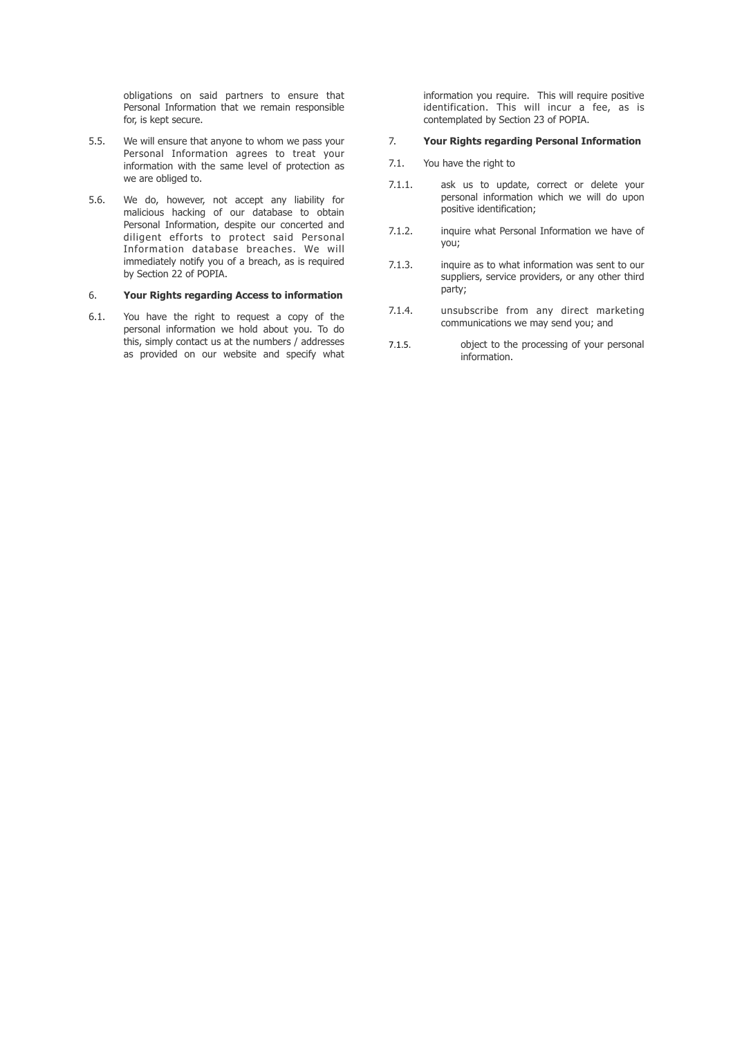obligations on said partners to ensure that Personal Information that we remain responsible for, is kept secure.

5.5. We will ensure that anyone to whom we pass your Personal Information agrees to treat your information with the same level of protection as we are obliged to.

5.6. We do, however, not accept any liability for malicious hacking of our database to obtain Personal Information, despite our concerted and diligent efforts to protect said Personal Information database breaches. We will immediately notify you of a breach, as is required by Section 22 of POPIA.

## 6. **Your Rights regarding Access to information**

6.1. You have the right to request a copy of the personal information we hold about you. To do this, simply contact us at the numbers / addresses as provided on our website and specify what information you require. This will require positive identification. This will incur a fee, as is contemplated by Section 23 of POPIA.

## 7. **Your Rights regarding Personal Information**

7.1. You have the right to

7.1.1. ask us to update, correct or delete your personal information which we will do upon positive identification;

7.1.2. inquire what Personal Information we have of you;

7.1.3. inquire as to what information was sent to our suppliers, service providers, or any other third party;

7.1.4. unsubscribe from any direct marketing communications we may send you; and

7.1.5. object to the processing of your personal information.